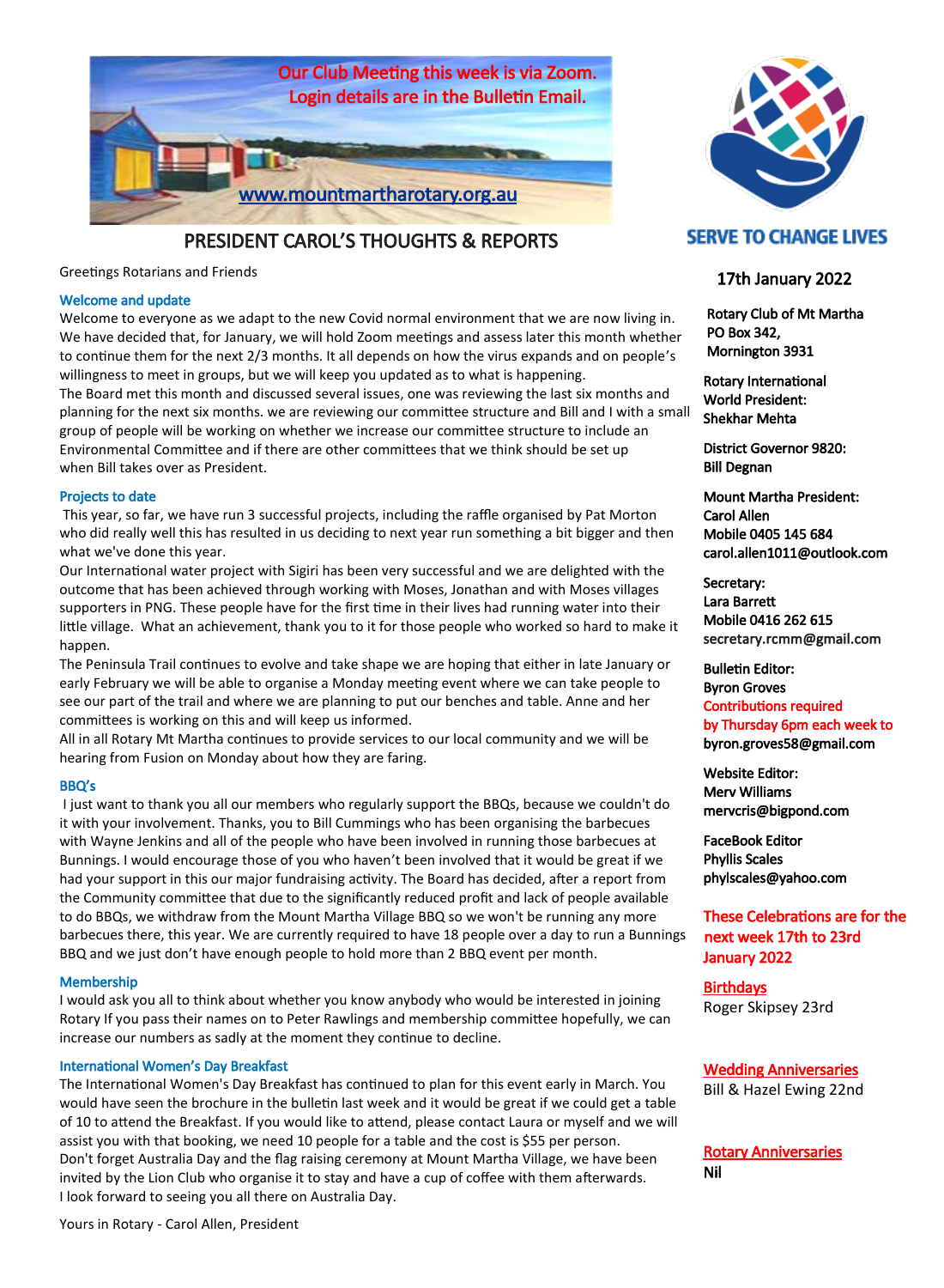Our Club Meeting this week is via Zoom.
Login details are in the Bulletin Email.

www.mountmartharotary.org.au

# PRESIDENT CAROL'S THOUGHTS & REPORTS

Greetings Rotarians and Friends

### Welcome and update

Welcome to everyone as we adapt to the new Covid normal environment that we are now living in. We have decided that, for January, we will hold Zoom meetings and assess later this month whether to continue them for the next 2/3 months. It all depends on how the virus expands and on people's willingness to meet in groups, but we will keep you updated as to what is happening.

The Board met this month and discussed several issues, one was reviewing the last six months and planning for the next six months. we are reviewing our committee structure and Bill and I with a small group of people will be working on whether we increase our committee structure to include an Environmental Committee and if there are other committees that we think should be set up when Bill takes over as President.

### Projects to date

This year, so far, we have run 3 successful projects, including the raffle organised by Pat Morton who did really well this has resulted in us deciding to next year run something a bit bigger and then what we've done this year.

Our International water project with Sigiri has been very successful and we are delighted with the outcome that has been achieved through working with Moses, Jonathan and with Moses villages supporters in PNG. These people have for the first time in their lives had running water into their little village. What an achievement, thank you to it for those people who worked so hard to make it happen.

The Peninsula Trail continues to evolve and take shape we are hoping that either in late January or early February we will be able to organise a Monday meeting event where we can take people to see our part of the trail and where we are planning to put our benches and table. Anne and her committees is working on this and will keep us informed.

All in all Rotary Mt Martha continues to provide services to our local community and we will be hearing from Fusion on Monday about how they are faring.

### BBQ's

I just want to thank you all our members who regularly support the BBQs, because we couldn't do it with your involvement. Thanks, you to Bill Cummings who has been organising the barbecues with Wayne Jenkins and all of the people who have been involved in running those barbecues at Bunnings. I would encourage those of you who haven't been involved that it would be great if we had your support in this our major fundraising activity. The Board has decided, after a report from the Community committee that due to the significantly reduced profit and lack of people available to do BBQs, we withdraw from the Mount Martha Village BBQ so we won't be running any more barbecues there, this year. We are currently required to have 18 people over a day to run a Bunnings BBQ and we just don't have enough people to hold more than 2 BBQ event per month.

### Membership

I would ask you all to think about whether you know anybody who would be interested in joining Rotary If you pass their names on to Peter Rawlings and membership committee hopefully, we can increase our numbers as sadly at the moment they continue to decline.

### International Women's Day Breakfast

The International Women's Day Breakfast has continued to plan for this event early in March. You would have seen the brochure in the bulletin last week and it would be great if we could get a table of 10 to attend the Breakfast. If you would like to attend, please contact Laura or myself and we will assist you with that booking, we need 10 people for a table and the cost is $55 per person.

Don't forget Australia Day and the flag raising ceremony at Mount Martha Village, we have been invited by the Lion Club who organise it to stay and have a cup of coffee with them afterwards.

I look forward to seeing you all there on Australia Day.

Yours in Rotary - Carol Allen, President

---

**SERVE TO CHANGE LIVES**

17th January 2022

**Rotary Club of Mt Martha**
**PO Box 342,**
**Mornington 3931**

**Rotary International World President:**
**Shekhar Mehta**

**District Governor 9820:**
**Bill Degnan**

**Mount Martha President:**
**Carol Allen**
**Mobile 0405 145 684**
**carol.allen1011@outlook.com**

**Secretary:**
**Lara Barrett**
**Mobile 0416 262 615**
**secretary.rcmm@gmail.com**

**Bulletin Editor:**
**Byron Groves**
**Contributions required by Thursday 6pm each week to**
**byron.groves58@gmail.com**

**Website Editor:**
**Merv Williams**
**mervcris@bigpond.com**

**FaceBook Editor**
**Phyllis Scales**
**phylscales@yahoo.com**

**These Celebrations are for the next week 17th to 23rd January 2022**

**Birthdays**
Roger Skipsey 23rd

**Wedding Anniversaries**
Bill & Hazel Ewing 22nd

**Rotary Anniversaries**
**Nil**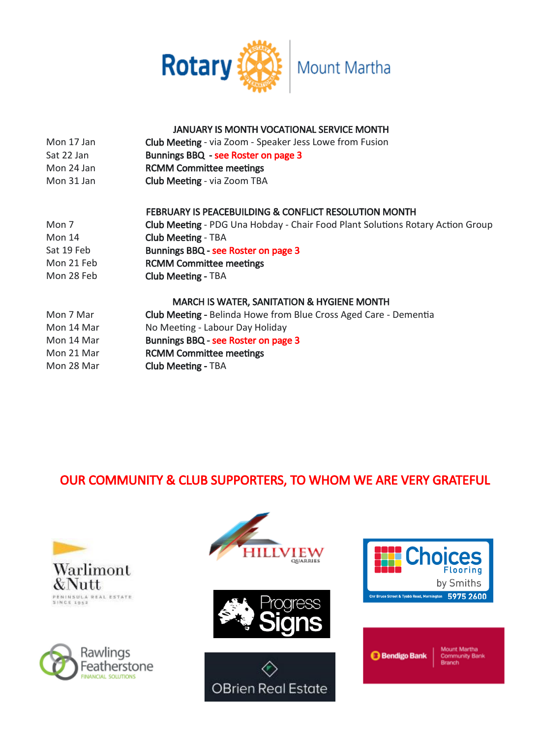Rotary Mount Martha

**JANUARY IS MONTH VOCATIONAL SERVICE MONTH**

| | |
|---|---|
| Mon 17 Jan | **Club Meeting** - via Zoom - Speaker Jess Lowe from Fusion |
| Sat 22 Jan | **Bunnings BBQ** - see Roster on page 3 |
| Mon 24 Jan | **RCMM Committee meetings** |
| Mon 31 Jan | **Club Meeting** - via Zoom TBA |

**FEBRUARY IS PEACEBUILDING & CONFLICT RESOLUTION MONTH**

| | |
|---|---|
| Mon 7 | **Club Meeting** - PDG Una Hobday - Chair Food Plant Solutions Rotary Action Group |
| Mon 14 | **Club Meeting** - TBA |
| Sat 19 Feb | **Bunnings BBQ** - see Roster on page 3 |
| Mon 21 Feb | **RCMM Committee meetings** |
| Mon 28 Feb | **Club Meeting** - TBA |

**MARCH IS WATER, SANITATION & HYGIENE MONTH**

| | |
|---|---|
| Mon 7 Mar | **Club Meeting** - Belinda Howe from Blue Cross Aged Care - Dementia |
| Mon 14 Mar | No Meeting - Labour Day Holiday |
| Mon 14 Mar | **Bunnings BBQ** - see Roster on page 3 |
| Mon 21 Mar | **RCMM Committee meetings** |
| Mon 28 Mar | **Club Meeting** - TBA |

## OUR COMMUNITY & CLUB SUPPORTERS, TO WHOM WE ARE VERY GRATEFUL

Warlimont & Nutt — Peninsula Real Estate Since 1952

Hillview Quarries

Choices Flooring by Smiths — Cnr Bruce Street & Tyabb Road, Mornington 5975 2600

Progress Signs

Rawlings Featherstone Financial Solutions

OBrien Real Estate

Bendigo Bank — Mount Martha Community Bank Branch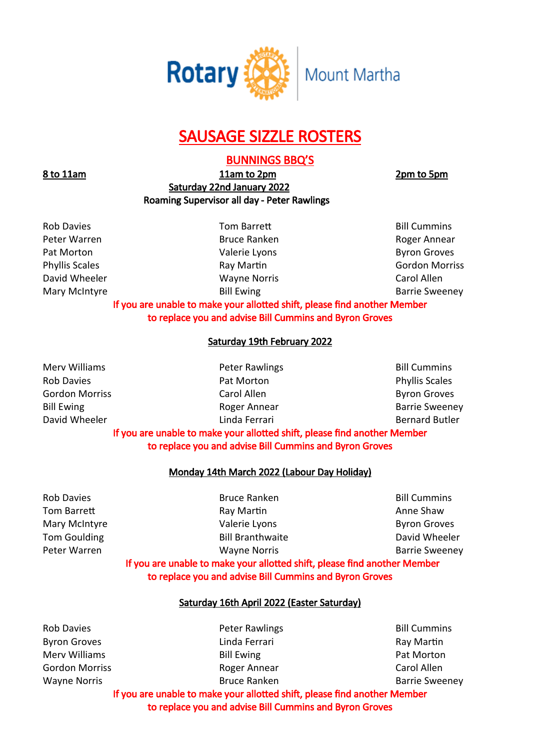Rotary Mount Martha

# SAUSAGE SIZZLE ROSTERS

## BUNNINGS BBQ'S

### Saturday 22nd January 2022

**Roaming Supervisor all day - Peter Rawlings**

| 8 to 11am | 11am to 2pm | 2pm to 5pm |
|---|---|---|
| Rob Davies | Tom Barrett | Bill Cummins |
| Peter Warren | Bruce Ranken | Roger Annear |
| Pat Morton | Valerie Lyons | Byron Groves |
| Phyllis Scales | Ray Martin | Gordon Morriss |
| David Wheeler | Wayne Norris | Carol Allen |
| Mary McIntyre | Bill Ewing | Barrie Sweeney |

If you are unable to make your allotted shift, please find another Member to replace you and advise Bill Cummins and Byron Groves

### Saturday 19th February 2022

| 8 to 11am | 11am to 2pm | 2pm to 5pm |
|---|---|---|
| Merv Williams | Peter Rawlings | Bill Cummins |
| Rob Davies | Pat Morton | Phyllis Scales |
| Gordon Morriss | Carol Allen | Byron Groves |
| Bill Ewing | Roger Annear | Barrie Sweeney |
| David Wheeler | Linda Ferrari | Bernard Butler |

If you are unable to make your allotted shift, please find another Member to replace you and advise Bill Cummins and Byron Groves

### Monday 14th March 2022 (Labour Day Holiday)

| 8 to 11am | 11am to 2pm | 2pm to 5pm |
|---|---|---|
| Rob Davies | Bruce Ranken | Bill Cummins |
| Tom Barrett | Ray Martin | Anne Shaw |
| Mary McIntyre | Valerie Lyons | Byron Groves |
| Tom Goulding | Bill Branthwaite | David Wheeler |
| Peter Warren | Wayne Norris | Barrie Sweeney |

If you are unable to make your allotted shift, please find another Member to replace you and advise Bill Cummins and Byron Groves

### Saturday 16th April 2022 (Easter Saturday)

| 8 to 11am | 11am to 2pm | 2pm to 5pm |
|---|---|---|
| Rob Davies | Peter Rawlings | Bill Cummins |
| Byron Groves | Linda Ferrari | Ray Martin |
| Merv Williams | Bill Ewing | Pat Morton |
| Gordon Morriss | Roger Annear | Carol Allen |
| Wayne Norris | Bruce Ranken | Barrie Sweeney |

If you are unable to make your allotted shift, please find another Member to replace you and advise Bill Cummins and Byron Groves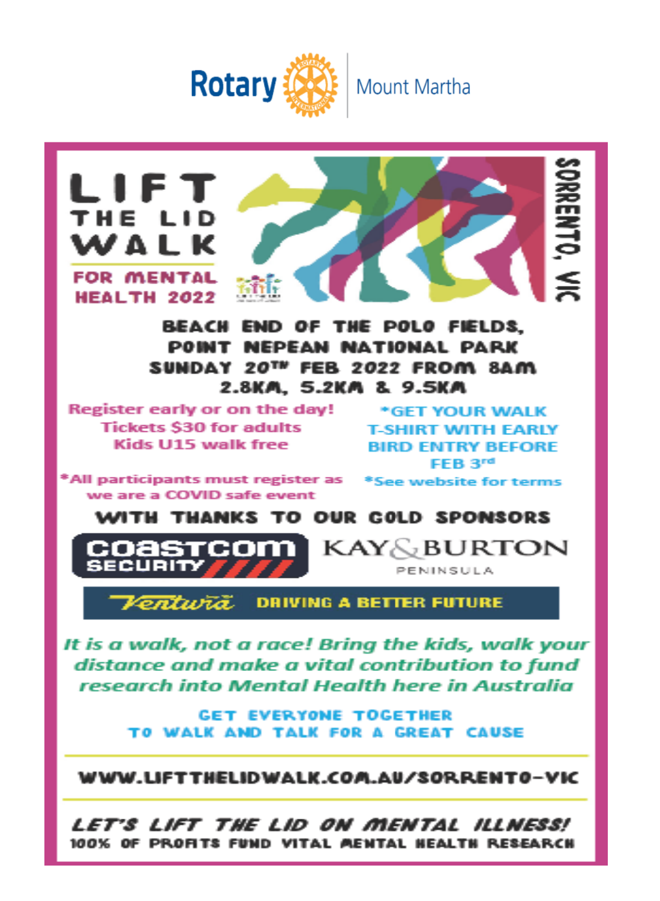Rotary Mount Martha

# LIFT THE LID WALK

## FOR MENTAL HEALTH 2022

SORRENTO, VIC

**BEACH END OF THE POLO FIELDS,**
**POINT NEPEAN NATIONAL PARK**
**SUNDAY 20TH FEB 2022 FROM 8AM**
**2.8KM, 5.2KM & 9.5KM**

Register early or on the day!
Tickets $30 for adults
Kids U15 walk free

*All participants must register as we are a COVID safe event

*GET YOUR WALK T-SHIRT WITH EARLY BIRD ENTRY BEFORE FEB 3rd

*See website for terms

**WITH THANKS TO OUR GOLD SPONSORS**

COASTCOM SECURITY

KAY & BURTON PENINSULA

Ventura DRIVING A BETTER FUTURE

*It is a walk, not a race! Bring the kids, walk your distance and make a vital contribution to fund research into Mental Health here in Australia*

GET EVERYONE TOGETHER
TO WALK AND TALK FOR A GREAT CAUSE

WWW.LIFTTHELIDWALK.COM.AU/SORRENTO-VIC

*LET'S LIFT THE LID ON MENTAL ILLNESS!*
100% OF PROFITS FUND VITAL MENTAL HEALTH RESEARCH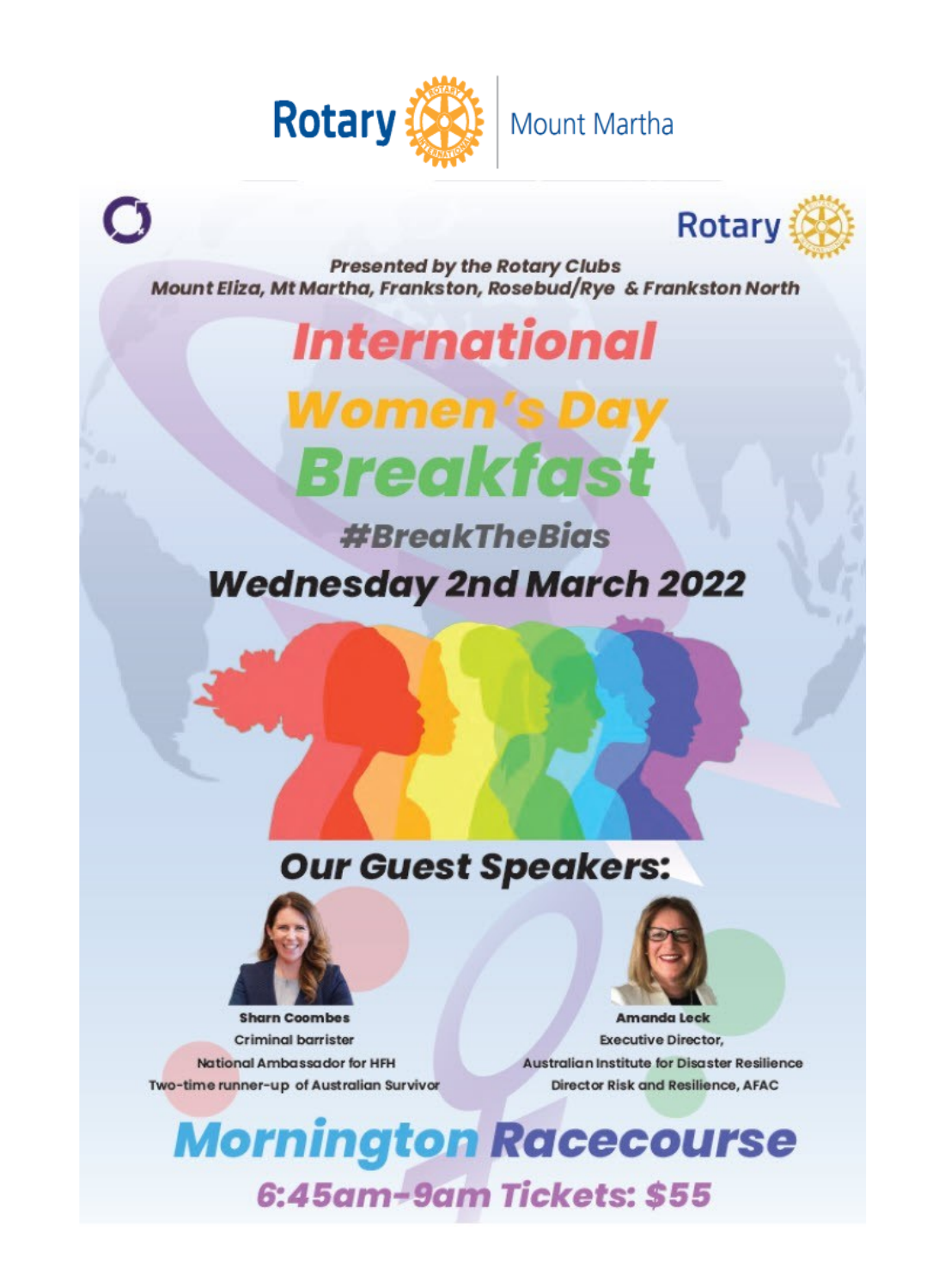Rotary | Mount Martha

Rotary

*Presented by the Rotary Clubs*
*Mount Eliza, Mt Martha, Frankston, Rosebud/Rye & Frankston North*

# International Women's Day Breakfast

## #BreakTheBias

## Wednesday 2nd March 2022

## Our Guest Speakers:

**Sharn Coombes**
Criminal barrister
National Ambassador for HFH
Two-time runner-up of Australian Survivor

**Amanda Leck**
Executive Director,
Australian Institute for Disaster Resilience
Director Risk and Resilience, AFAC

## Mornington Racecourse

**6:45am-9am Tickets: $55**